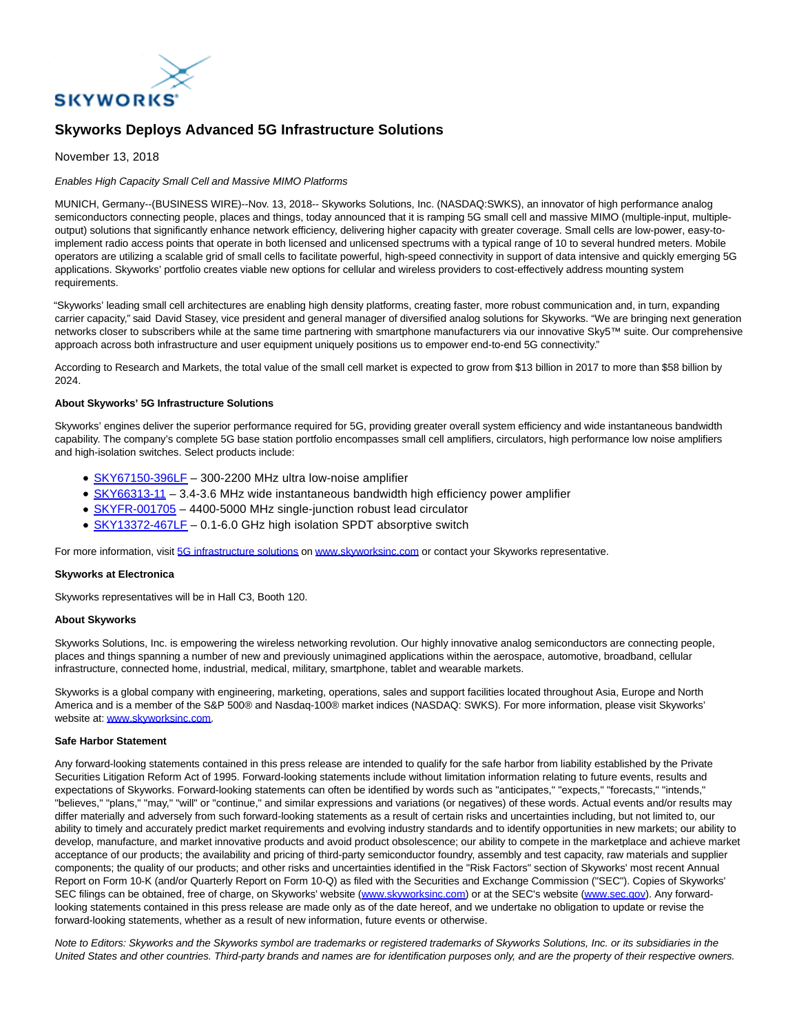# Skyworks Deploys Advanced 5G Infrastructure Solutions

November 13, 2018

*Enables High Capacity Small Cell and Massive MIMO Platforms*

MUNICH, Germany--(BUSINESS WIRE)--Nov. 13, 2018-- Skyworks Solutions, Inc. (NASDAQ:SWKS), an innovator of high performance analog semiconductors connecting people, places and things, today announced that it is ramping 5G small cell and massive MIMO (multiple-input, multiple-output) solutions that significantly enhance network efficiency, delivering higher capacity with greater coverage. Small cells are low-power, easy-to-implement radio access points that operate in both licensed and unlicensed spectrums with a typical range of 10 to several hundred meters. Mobile operators are utilizing a scalable grid of small cells to facilitate powerful, high-speed connectivity in support of data intensive and quickly emerging 5G applications. Skyworks' portfolio creates viable new options for cellular and wireless providers to cost-effectively address mounting system requirements.

"Skyworks' leading small cell architectures are enabling high density platforms, creating faster, more robust communication and, in turn, expanding carrier capacity," said David Stasey, vice president and general manager of diversified analog solutions for Skyworks. "We are bringing next generation networks closer to subscribers while at the same time partnering with smartphone manufacturers via our innovative Sky5™ suite. Our comprehensive approach across both infrastructure and user equipment uniquely positions us to empower end-to-end 5G connectivity."

According to Research and Markets, the total value of the small cell market is expected to grow from $13 billion in 2017 to more than $58 billion by 2024.

**About Skyworks' 5G Infrastructure Solutions**

Skyworks' engines deliver the superior performance required for 5G, providing greater overall system efficiency and wide instantaneous bandwidth capability. The company's complete 5G base station portfolio encompasses small cell amplifiers, circulators, high performance low noise amplifiers and high-isolation switches. Select products include:

- SKY67150-396LF – 300-2200 MHz ultra low-noise amplifier
- SKY66313-11 – 3.4-3.6 MHz wide instantaneous bandwidth high efficiency power amplifier
- SKYFR-001705 – 4400-5000 MHz single-junction robust lead circulator
- SKY13372-467LF – 0.1-6.0 GHz high isolation SPDT absorptive switch

For more information, visit 5G infrastructure solutions on www.skyworksinc.com or contact your Skyworks representative.

**Skyworks at Electronica**

Skyworks representatives will be in Hall C3, Booth 120.

**About Skyworks**

Skyworks Solutions, Inc. is empowering the wireless networking revolution. Our highly innovative analog semiconductors are connecting people, places and things spanning a number of new and previously unimagined applications within the aerospace, automotive, broadband, cellular infrastructure, connected home, industrial, medical, military, smartphone, tablet and wearable markets.

Skyworks is a global company with engineering, marketing, operations, sales and support facilities located throughout Asia, Europe and North America and is a member of the S&P 500® and Nasdaq-100® market indices (NASDAQ: SWKS). For more information, please visit Skyworks' website at: www.skyworksinc.com.

**Safe Harbor Statement**

Any forward-looking statements contained in this press release are intended to qualify for the safe harbor from liability established by the Private Securities Litigation Reform Act of 1995. Forward-looking statements include without limitation information relating to future events, results and expectations of Skyworks. Forward-looking statements can often be identified by words such as "anticipates," "expects," "forecasts," "intends," "believes," "plans," "may," "will" or "continue," and similar expressions and variations (or negatives) of these words. Actual events and/or results may differ materially and adversely from such forward-looking statements as a result of certain risks and uncertainties including, but not limited to, our ability to timely and accurately predict market requirements and evolving industry standards and to identify opportunities in new markets; our ability to develop, manufacture, and market innovative products and avoid product obsolescence; our ability to compete in the marketplace and achieve market acceptance of our products; the availability and pricing of third-party semiconductor foundry, assembly and test capacity, raw materials and supplier components; the quality of our products; and other risks and uncertainties identified in the "Risk Factors" section of Skyworks' most recent Annual Report on Form 10-K (and/or Quarterly Report on Form 10-Q) as filed with the Securities and Exchange Commission ("SEC"). Copies of Skyworks' SEC filings can be obtained, free of charge, on Skyworks' website (www.skyworksinc.com) or at the SEC's website (www.sec.gov). Any forward-looking statements contained in this press release are made only as of the date hereof, and we undertake no obligation to update or revise the forward-looking statements, whether as a result of new information, future events or otherwise.

*Note to Editors: Skyworks and the Skyworks symbol are trademarks or registered trademarks of Skyworks Solutions, Inc. or its subsidiaries in the United States and other countries. Third-party brands and names are for identification purposes only, and are the property of their respective owners.*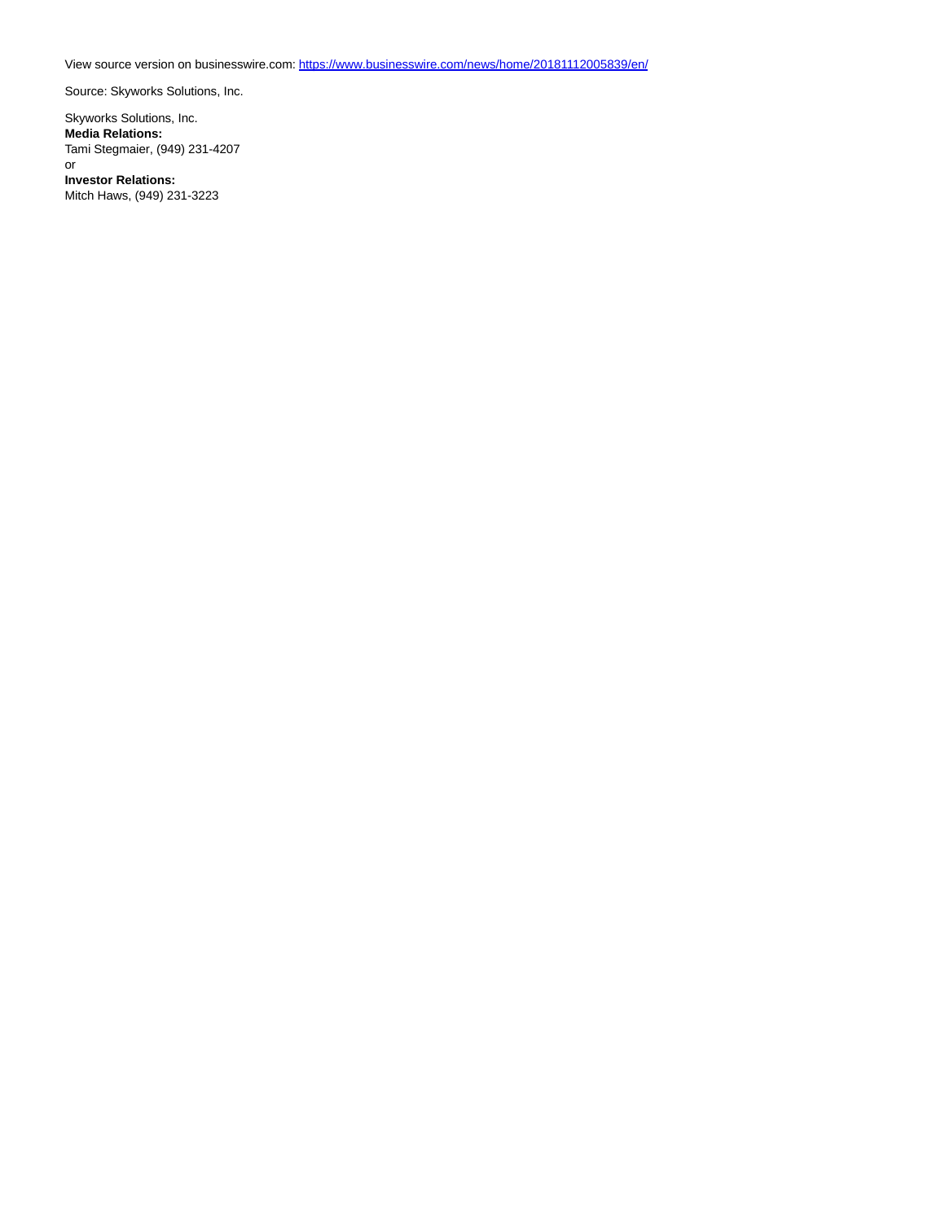View source version on businesswire.com: https://www.businesswire.com/news/home/20181112005839/en/

Source: Skyworks Solutions, Inc.

Skyworks Solutions, Inc.
**Media Relations:**
Tami Stegmaier, (949) 231-4207
or
**Investor Relations:**
Mitch Haws, (949) 231-3223